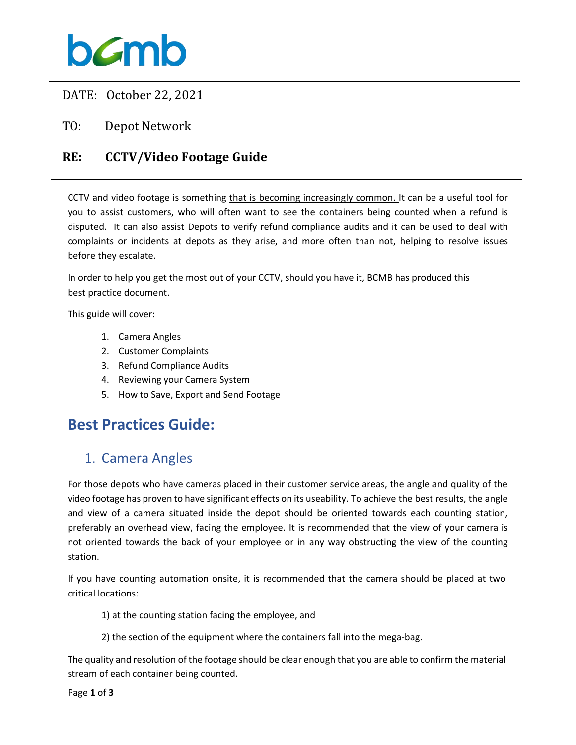bcmb

DATE: October 22, 2021

TO: Depot Network

**RE: CCTV/Video Footage Guide**

CCTV and video footage is something that is becoming increasingly common. It can be a useful tool for you to assist customers, who will often want to see the containers being counted when a refund is disputed. It can also assist Depots to verify refund compliance audits and it can be used to deal with complaints or incidents at depots as they arise, and more often than not, helping to resolve issues before they escalate.

In order to help you get the most out of your CCTV, should you have it, BCMB has produced this best practice document.

This guide will cover:

1. Camera Angles
2. Customer Complaints
3. Refund Compliance Audits
4. Reviewing your Camera System
5. How to Save, Export and Send Footage

# Best Practices Guide:

## 1. Camera Angles

For those depots who have cameras placed in their customer service areas, the angle and quality of the video footage has proven to have significant effects on its useability. To achieve the best results, the angle and view of a camera situated inside the depot should be oriented towards each counting station, preferably an overhead view, facing the employee. It is recommended that the view of your camera is not oriented towards the back of your employee or in any way obstructing the view of the counting station.

If you have counting automation onsite, it is recommended that the camera should be placed at two critical locations:

1) at the counting station facing the employee, and

2) the section of the equipment where the containers fall into the mega-bag.

The quality and resolution of the footage should be clear enough that you are able to confirm the material stream of each container being counted.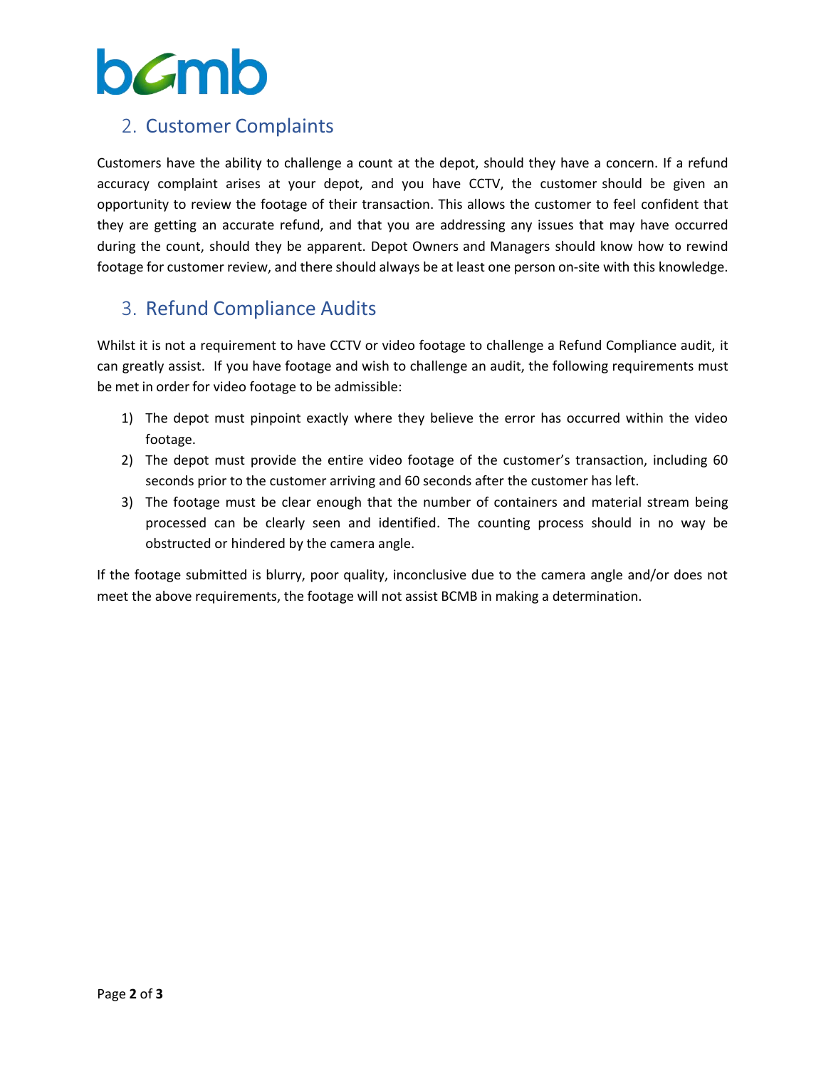## 2. Customer Complaints

Customers have the ability to challenge a count at the depot, should they have a concern. If a refund accuracy complaint arises at your depot, and you have CCTV, the customer should be given an opportunity to review the footage of their transaction. This allows the customer to feel confident that they are getting an accurate refund, and that you are addressing any issues that may have occurred during the count, should they be apparent. Depot Owners and Managers should know how to rewind footage for customer review, and there should always be at least one person on-site with this knowledge.

## 3. Refund Compliance Audits

Whilst it is not a requirement to have CCTV or video footage to challenge a Refund Compliance audit, it can greatly assist. If you have footage and wish to challenge an audit, the following requirements must be met in order for video footage to be admissible:

1) The depot must pinpoint exactly where they believe the error has occurred within the video footage.
2) The depot must provide the entire video footage of the customer's transaction, including 60 seconds prior to the customer arriving and 60 seconds after the customer has left.
3) The footage must be clear enough that the number of containers and material stream being processed can be clearly seen and identified. The counting process should in no way be obstructed or hindered by the camera angle.

If the footage submitted is blurry, poor quality, inconclusive due to the camera angle and/or does not meet the above requirements, the footage will not assist BCMB in making a determination.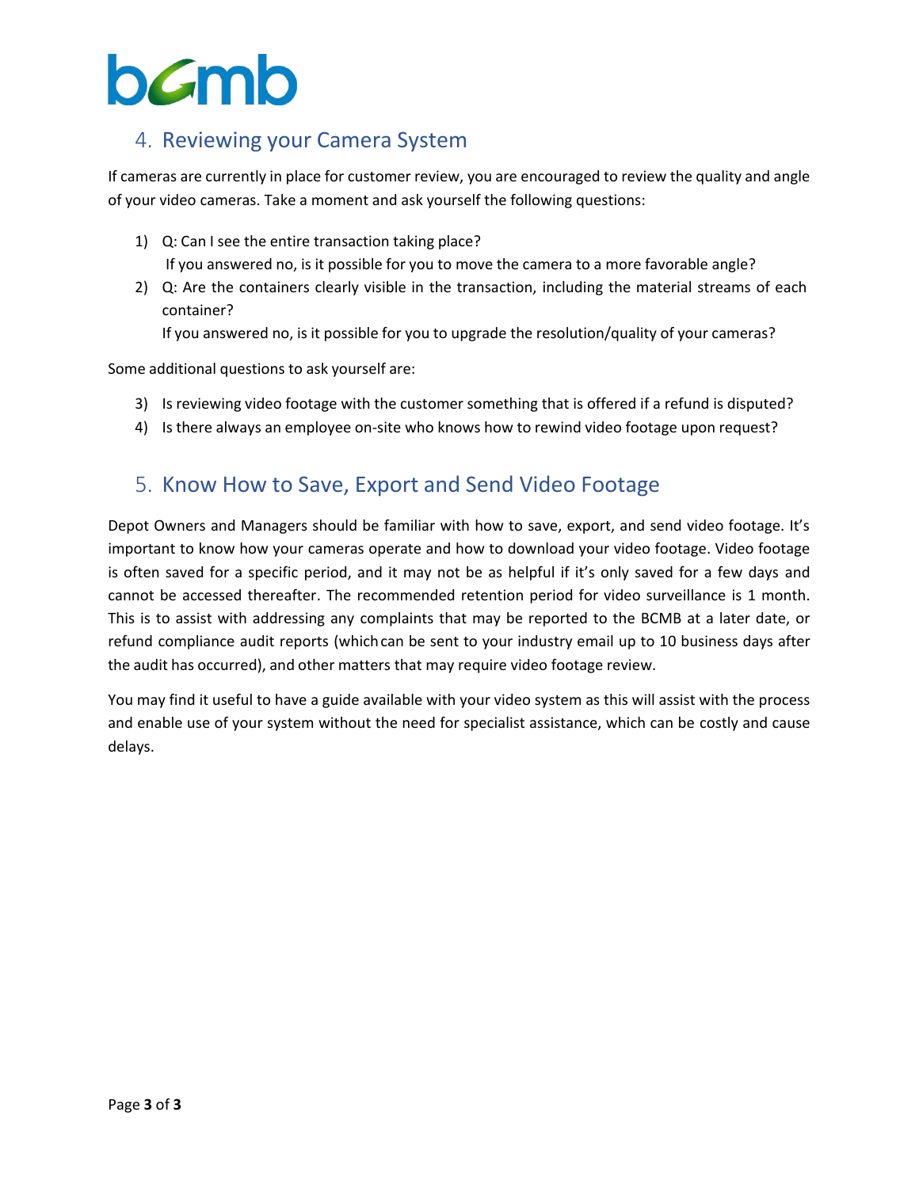## 4. Reviewing your Camera System

If cameras are currently in place for customer review, you are encouraged to review the quality and angle of your video cameras. Take a moment and ask yourself the following questions:

1) Q: Can I see the entire transaction taking place?
   If you answered no, is it possible for you to move the camera to a more favorable angle?
2) Q: Are the containers clearly visible in the transaction, including the material streams of each container?
   If you answered no, is it possible for you to upgrade the resolution/quality of your cameras?

Some additional questions to ask yourself are:

3) Is reviewing video footage with the customer something that is offered if a refund is disputed?
4) Is there always an employee on-site who knows how to rewind video footage upon request?

## 5. Know How to Save, Export and Send Video Footage

Depot Owners and Managers should be familiar with how to save, export, and send video footage. It's important to know how your cameras operate and how to download your video footage. Video footage is often saved for a specific period, and it may not be as helpful if it's only saved for a few days and cannot be accessed thereafter. The recommended retention period for video surveillance is 1 month. This is to assist with addressing any complaints that may be reported to the BCMB at a later date, or refund compliance audit reports (which can be sent to your industry email up to 10 business days after the audit has occurred), and other matters that may require video footage review.

You may find it useful to have a guide available with your video system as this will assist with the process and enable use of your system without the need for specialist assistance, which can be costly and cause delays.